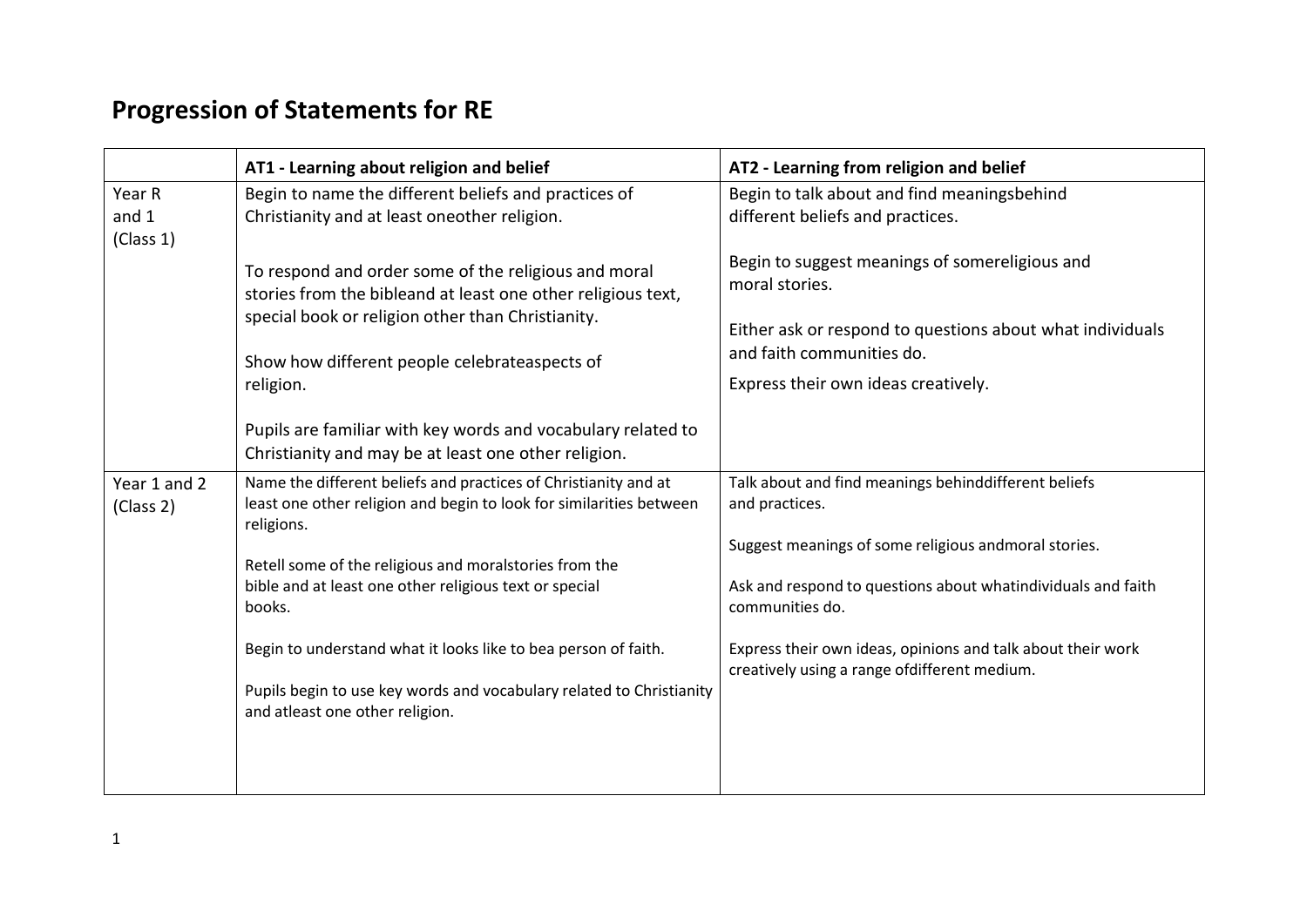# Progression of Statements for RE

| | AT1 - Learning about religion and belief | AT2 - Learning from religion and belief |
|---|---|---|
| Year R and 1 (Class 1) | Begin to name the different beliefs and practices of Christianity and at least oneother religion.<br><br>To respond and order some of the religious and moral stories from the bibleand at least one other religious text, special book or religion other than Christianity.<br><br>Show how different people celebrateaspects of religion.<br><br>Pupils are familiar with key words and vocabulary related to Christianity and may be at least one other religion. | Begin to talk about and find meaningsbehind different beliefs and practices.<br><br>Begin to suggest meanings of somereligious and moral stories.<br><br>Either ask or respond to questions about what individuals and faith communities do.<br><br>Express their own ideas creatively. |
| Year 1 and 2 (Class 2) | Name the different beliefs and practices of Christianity and at least one other religion and begin to look for similarities between religions.<br><br>Retell some of the religious and moralstories from the bible and at least one other religious text or special books.<br><br>Begin to understand what it looks like to bea person of faith.<br><br>Pupils begin to use key words and vocabulary related to Christianity and atleast one other religion. | Talk about and find meanings behinddifferent beliefs and practices.<br><br>Suggest meanings of some religious andmoral stories.<br><br>Ask and respond to questions about whatindividuals and faith communities do.<br><br>Express their own ideas, opinions and talk about their work creatively using a range ofdifferent medium. |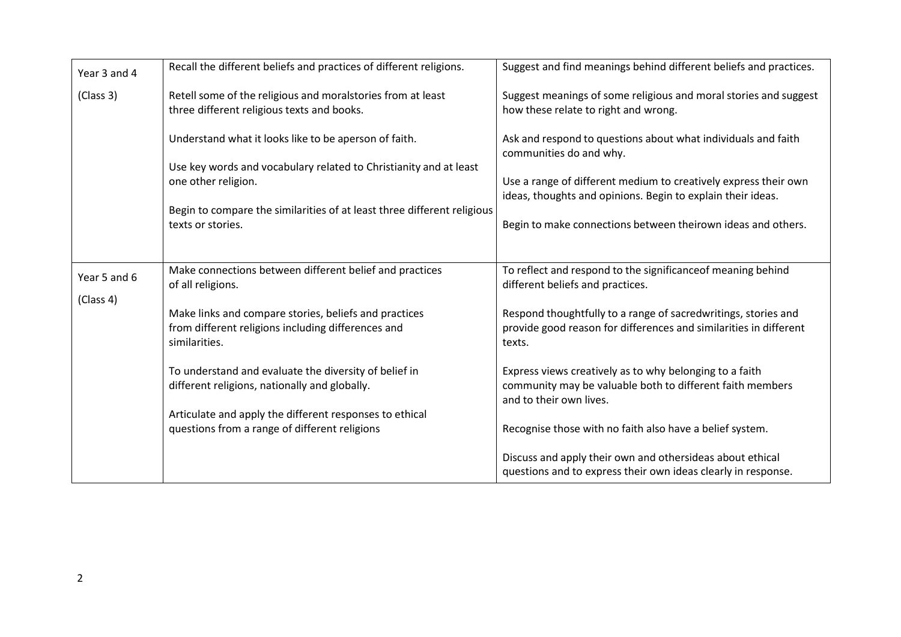| | | |
|---|---|---|
| Year 3 and 4<br><br>(Class 3) | Recall the different beliefs and practices of different religions.<br><br>Retell some of the religious and moralstories from at least three different religious texts and books.<br><br>Understand what it looks like to be aperson of faith.<br><br>Use key words and vocabulary related to Christianity and at least one other religion.<br><br>Begin to compare the similarities of at least three different religious texts or stories. | Suggest and find meanings behind different beliefs and practices.<br><br>Suggest meanings of some religious and moral stories and suggest how these relate to right and wrong.<br><br>Ask and respond to questions about what individuals and faith communities do and why.<br><br>Use a range of different medium to creatively express their own ideas, thoughts and opinions. Begin to explain their ideas.<br><br>Begin to make connections between theirown ideas and others. |
| Year 5 and 6<br><br>(Class 4) | Make connections between different belief and practices of all religions.<br><br>Make links and compare stories, beliefs and practices from different religions including differences and similarities.<br><br>To understand and evaluate the diversity of belief in different religions, nationally and globally.<br><br>Articulate and apply the different responses to ethical questions from a range of different religions | To reflect and respond to the significanceof meaning behind different beliefs and practices.<br><br>Respond thoughtfully to a range of sacredwritings, stories and provide good reason for differences and similarities in different texts.<br><br>Express views creatively as to why belonging to a faith community may be valuable both to different faith members and to their own lives.<br><br>Recognise those with no faith also have a belief system.<br><br>Discuss and apply their own and othersideas about ethical questions and to express their own ideas clearly in response. |